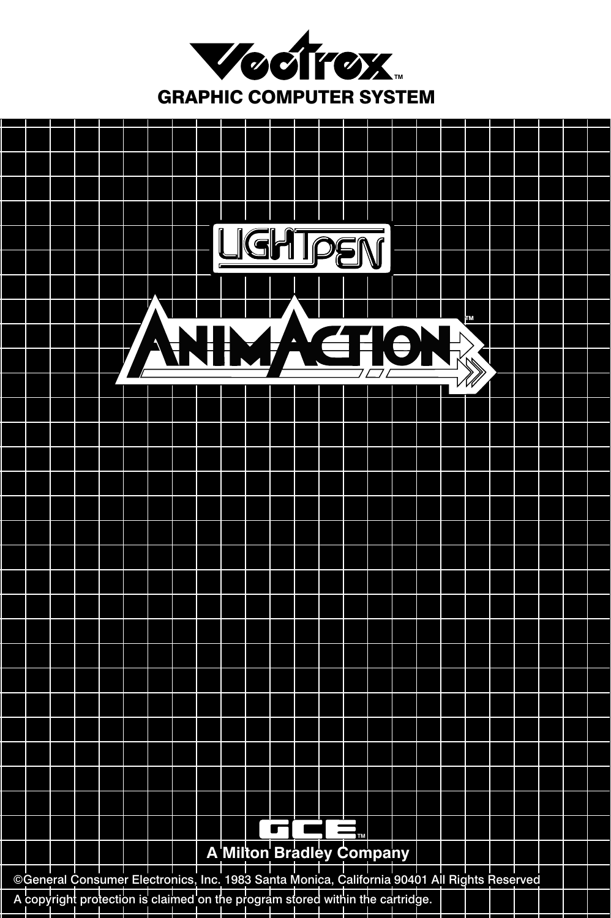# Vectrex™

## GRAPHIC COMPUTER SYSTEM

# LIGHT PEN

# ANIMACTION™

GCE™

**A Milton Bradley Company**

©General Consumer Electronics, Inc. 1983 Santa Monica, California 90401 All Rights Reserved

A copyright protection is claimed on the program stored within the cartridge.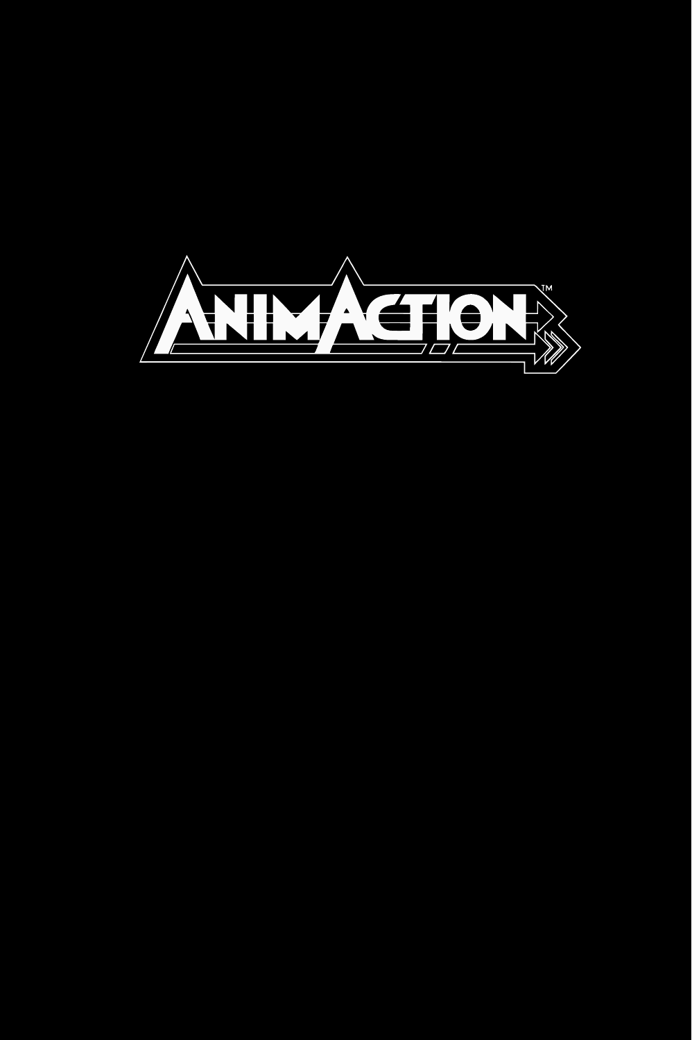AnimAction™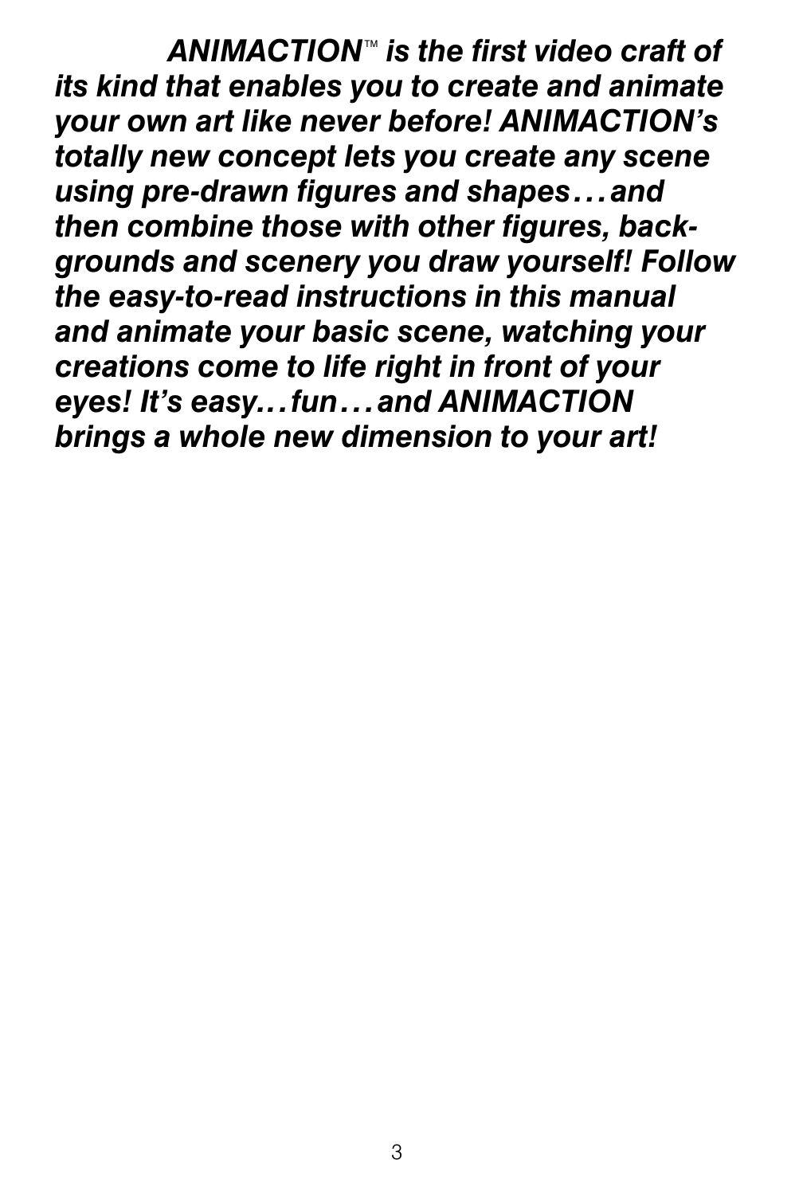***ANIMACTION™ is the first video craft of its kind that enables you to create and animate your own art like never before! ANIMACTION's totally new concept lets you create any scene using pre-drawn figures and shapes…and then combine those with other figures, backgrounds and scenery you draw yourself! Follow the easy-to-read instructions in this manual and animate your basic scene, watching your creations come to life right in front of your eyes! It's easy…fun…and ANIMACTION brings a whole new dimension to your art!***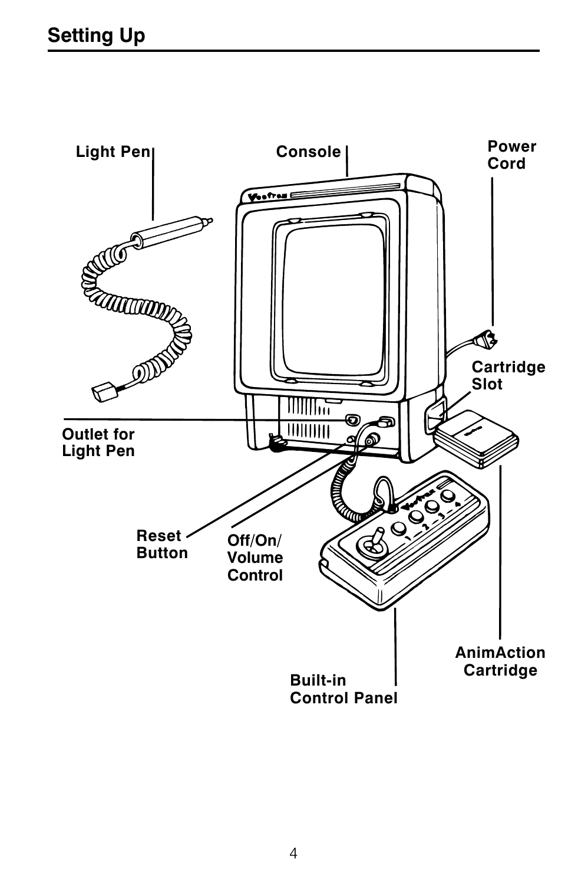## Setting Up

Light Pen

Console

Power Cord

Cartridge Slot

Outlet for Light Pen

Reset Button

Off/On/ Volume Control

Built-in Control Panel

AnimAction Cartridge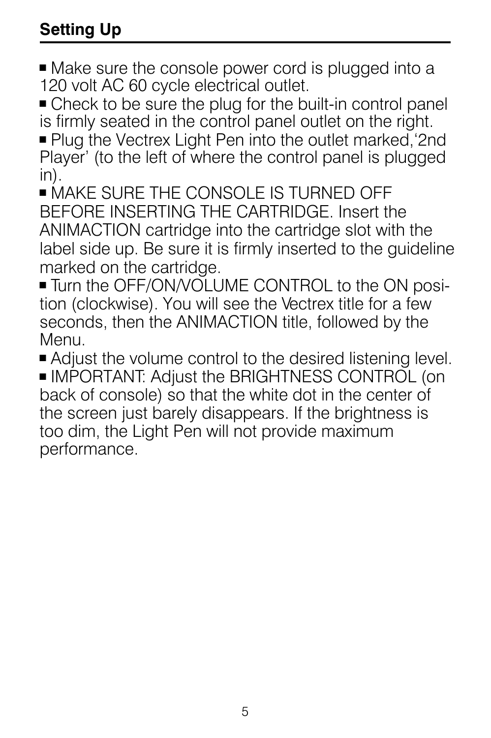## Setting Up

- Make sure the console power cord is plugged into a 120 volt AC 60 cycle electrical outlet.
- Check to be sure the plug for the built-in control panel is firmly seated in the control panel outlet on the right.
- Plug the Vectrex Light Pen into the outlet marked,'2nd Player' (to the left of where the control panel is plugged in).
- MAKE SURE THE CONSOLE IS TURNED OFF BEFORE INSERTING THE CARTRIDGE. Insert the ANIMACTION cartridge into the cartridge slot with the label side up. Be sure it is firmly inserted to the guideline marked on the cartridge.
- Turn the OFF/ON/VOLUME CONTROL to the ON position (clockwise). You will see the Vectrex title for a few seconds, then the ANIMACTION title, followed by the Menu.
- Adjust the volume control to the desired listening level.
- IMPORTANT: Adjust the BRIGHTNESS CONTROL (on back of console) so that the white dot in the center of the screen just barely disappears. If the brightness is too dim, the Light Pen will not provide maximum performance.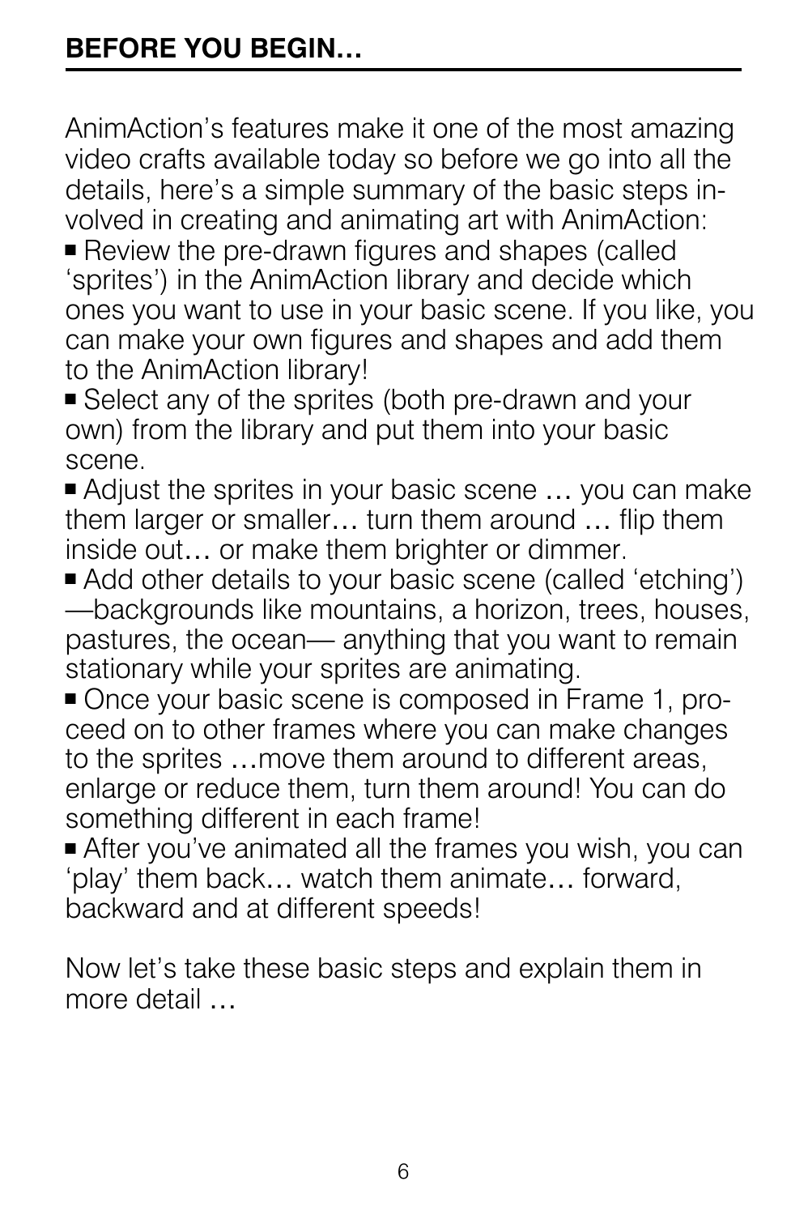## BEFORE YOU BEGIN…

AnimAction's features make it one of the most amazing video crafts available today so before we go into all the details, here's a simple summary of the basic steps involved in creating and animating art with AnimAction:

- Review the pre-drawn figures and shapes (called 'sprites') in the AnimAction library and decide which ones you want to use in your basic scene. If you like, you can make your own figures and shapes and add them to the AnimAction library!
- Select any of the sprites (both pre-drawn and your own) from the library and put them into your basic scene.
- Adjust the sprites in your basic scene … you can make them larger or smaller… turn them around … flip them inside out… or make them brighter or dimmer.
- Add other details to your basic scene (called 'etching') —backgrounds like mountains, a horizon, trees, houses, pastures, the ocean— anything that you want to remain stationary while your sprites are animating.
- Once your basic scene is composed in Frame 1, proceed on to other frames where you can make changes to the sprites …move them around to different areas, enlarge or reduce them, turn them around! You can do something different in each frame!
- After you've animated all the frames you wish, you can 'play' them back… watch them animate… forward, backward and at different speeds!

Now let's take these basic steps and explain them in more detail …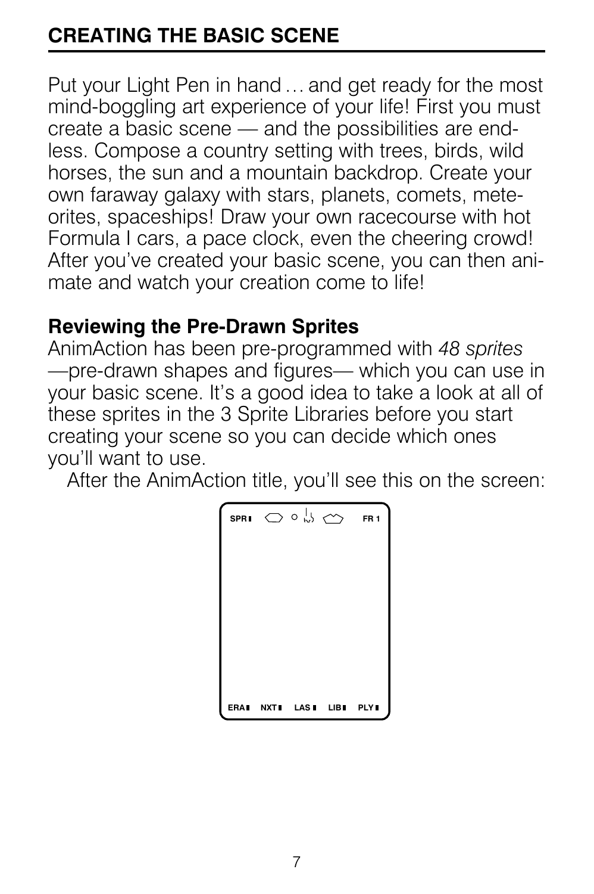## CREATING THE BASIC SCENE

Put your Light Pen in hand … and get ready for the most mind-boggling art experience of your life! First you must create a basic scene — and the possibilities are endless. Compose a country setting with trees, birds, wild horses, the sun and a mountain backdrop. Create your own faraway galaxy with stars, planets, comets, meteorites, spaceships! Draw your own racecourse with hot Formula I cars, a pace clock, even the cheering crowd! After you've created your basic scene, you can then animate and watch your creation come to life!

### Reviewing the Pre-Drawn Sprites

AnimAction has been pre-programmed with *48 sprites* —pre-drawn shapes and figures— which you can use in your basic scene. It's a good idea to take a look at all of these sprites in the 3 Sprite Libraries before you start creating your scene so you can decide which ones you'll want to use.

After the AnimAction title, you'll see this on the screen:

SPR ▮ FR 1

ERA ▮ NXT ▮ LAS ▮ LIB ▮ PLY ▮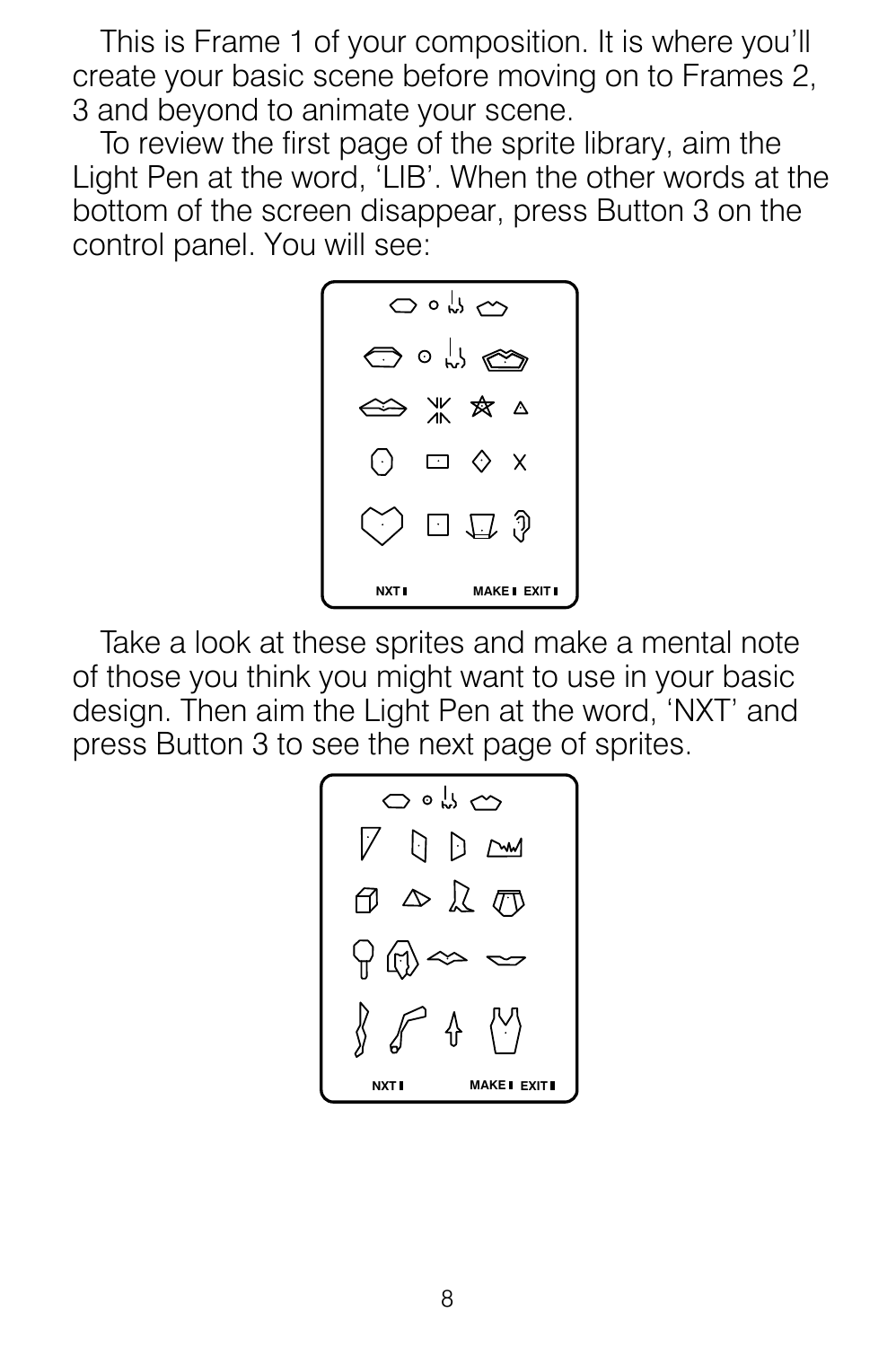This is Frame 1 of your composition. It is where you'll create your basic scene before moving on to Frames 2, 3 and beyond to animate your scene.

To review the first page of the sprite library, aim the Light Pen at the word, 'LIB'. When the other words at the bottom of the screen disappear, press Button 3 on the control panel. You will see:

NXT MAKE EXIT

Take a look at these sprites and make a mental note of those you think you might want to use in your basic design. Then aim the Light Pen at the word, 'NXT' and press Button 3 to see the next page of sprites.

NXT MAKE EXIT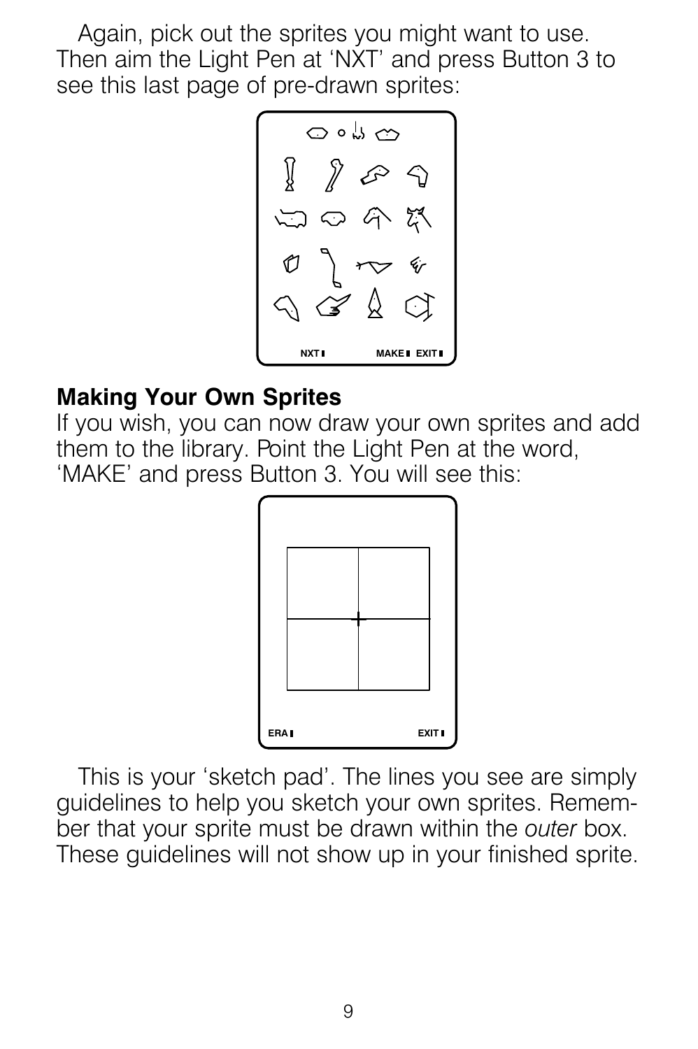Again, pick out the sprites you might want to use. Then aim the Light Pen at 'NXT' and press Button 3 to see this last page of pre-drawn sprites:

NXT MAKE EXIT

## Making Your Own Sprites

If you wish, you can now draw your own sprites and add them to the library. Point the Light Pen at the word, 'MAKE' and press Button 3. You will see this:

ERA EXIT

This is your 'sketch pad'. The lines you see are simply guidelines to help you sketch your own sprites. Remember that your sprite must be drawn within the *outer* box. These guidelines will not show up in your finished sprite.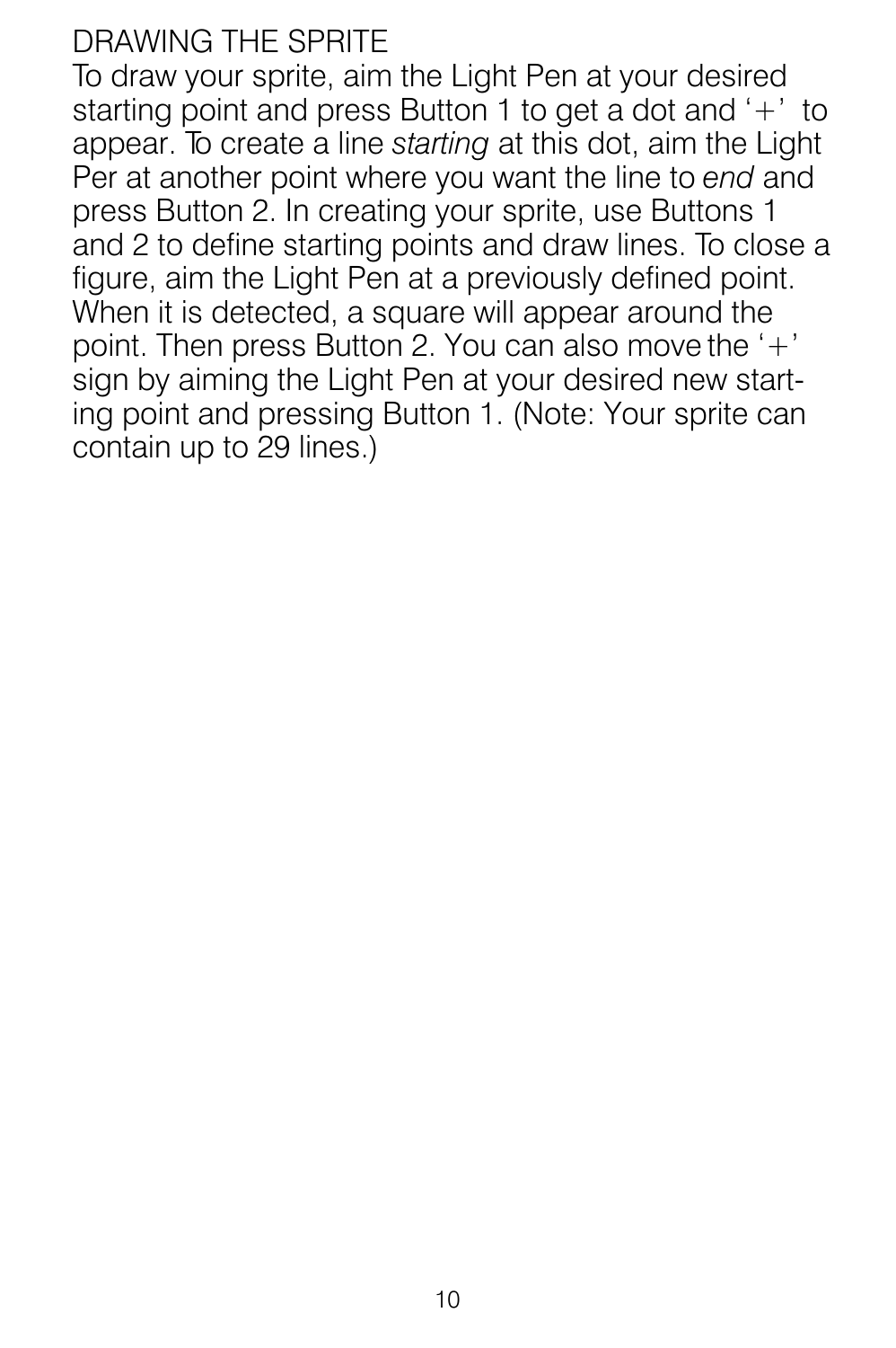## DRAWING THE SPRITE

To draw your sprite, aim the Light Pen at your desired starting point and press Button 1 to get a dot and '+' to appear. To create a line *starting* at this dot, aim the Light Per at another point where you want the line to *end* and press Button 2. In creating your sprite, use Buttons 1 and 2 to define starting points and draw lines. To close a figure, aim the Light Pen at a previously defined point. When it is detected, a square will appear around the point. Then press Button 2. You can also move the '+' sign by aiming the Light Pen at your desired new starting point and pressing Button 1. (Note: Your sprite can contain up to 29 lines.)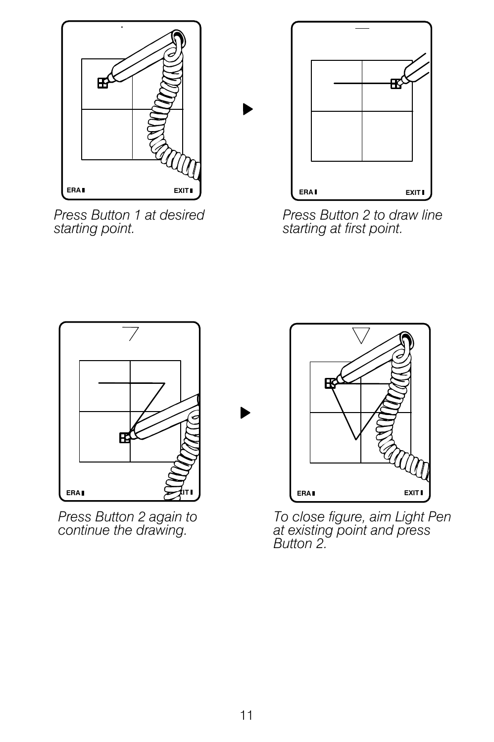*Press Button 1 at desired starting point.*

*Press Button 2 to draw line starting at first point.*

*Press Button 2 again to continue the drawing.*

*To close figure, aim Light Pen at existing point and press Button 2.*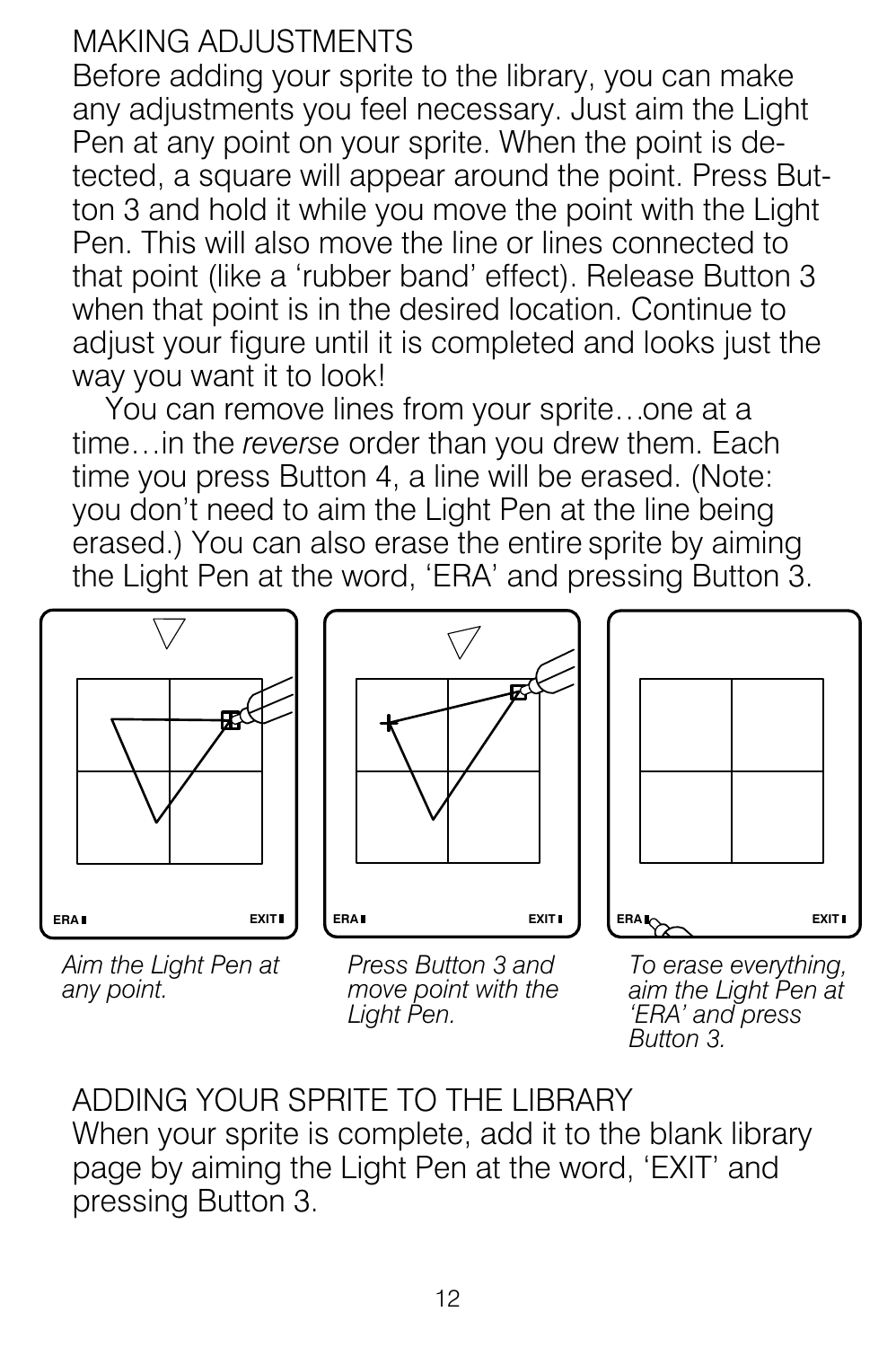## MAKING ADJUSTMENTS

Before adding your sprite to the library, you can make any adjustments you feel necessary. Just aim the Light Pen at any point on your sprite. When the point is detected, a square will appear around the point. Press Button 3 and hold it while you move the point with the Light Pen. This will also move the line or lines connected to that point (like a 'rubber band' effect). Release Button 3 when that point is in the desired location. Continue to adjust your figure until it is completed and looks just the way you want it to look!

You can remove lines from your sprite…one at a time…in the *reverse* order than you drew them. Each time you press Button 4, a line will be erased. (Note: you don't need to aim the Light Pen at the line being erased.) You can also erase the entire sprite by aiming the Light Pen at the word, 'ERA' and pressing Button 3.

*Aim the Light Pen at any point.*

*Press Button 3 and move point with the Light Pen.*

*To erase everything, aim the Light Pen at 'ERA' and press Button 3.*

## ADDING YOUR SPRITE TO THE LIBRARY

When your sprite is complete, add it to the blank library page by aiming the Light Pen at the word, 'EXIT' and pressing Button 3.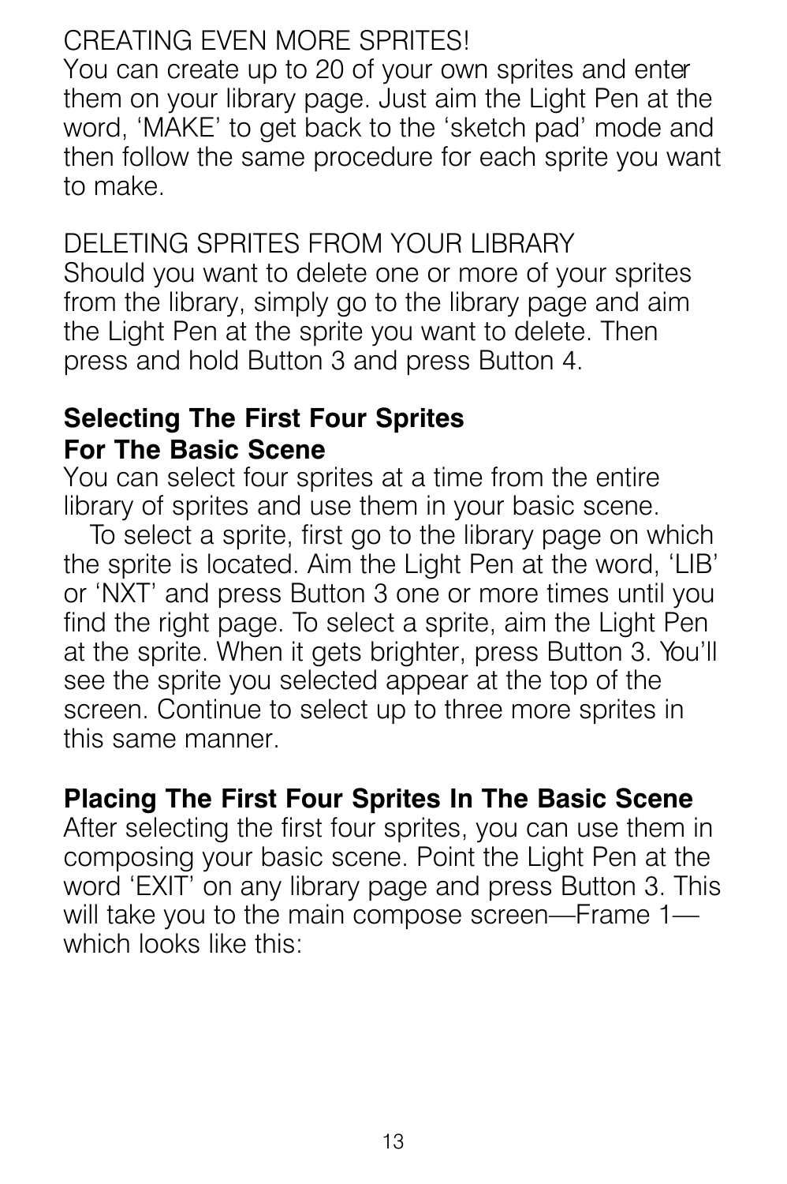CREATING EVEN MORE SPRITES!

You can create up to 20 of your own sprites and enter them on your library page. Just aim the Light Pen at the word, 'MAKE' to get back to the 'sketch pad' mode and then follow the same procedure for each sprite you want to make.

DELETING SPRITES FROM YOUR LIBRARY

Should you want to delete one or more of your sprites from the library, simply go to the library page and aim the Light Pen at the sprite you want to delete. Then press and hold Button 3 and press Button 4.

**Selecting The First Four Sprites For The Basic Scene**

You can select four sprites at a time from the entire library of sprites and use them in your basic scene.

To select a sprite, first go to the library page on which the sprite is located. Aim the Light Pen at the word, 'LIB' or 'NXT' and press Button 3 one or more times until you find the right page. To select a sprite, aim the Light Pen at the sprite. When it gets brighter, press Button 3. You'll see the sprite you selected appear at the top of the screen. Continue to select up to three more sprites in this same manner.

**Placing The First Four Sprites In The Basic Scene**

After selecting the first four sprites, you can use them in composing your basic scene. Point the Light Pen at the word 'EXIT' on any library page and press Button 3. This will take you to the main compose screen—Frame 1—which looks like this: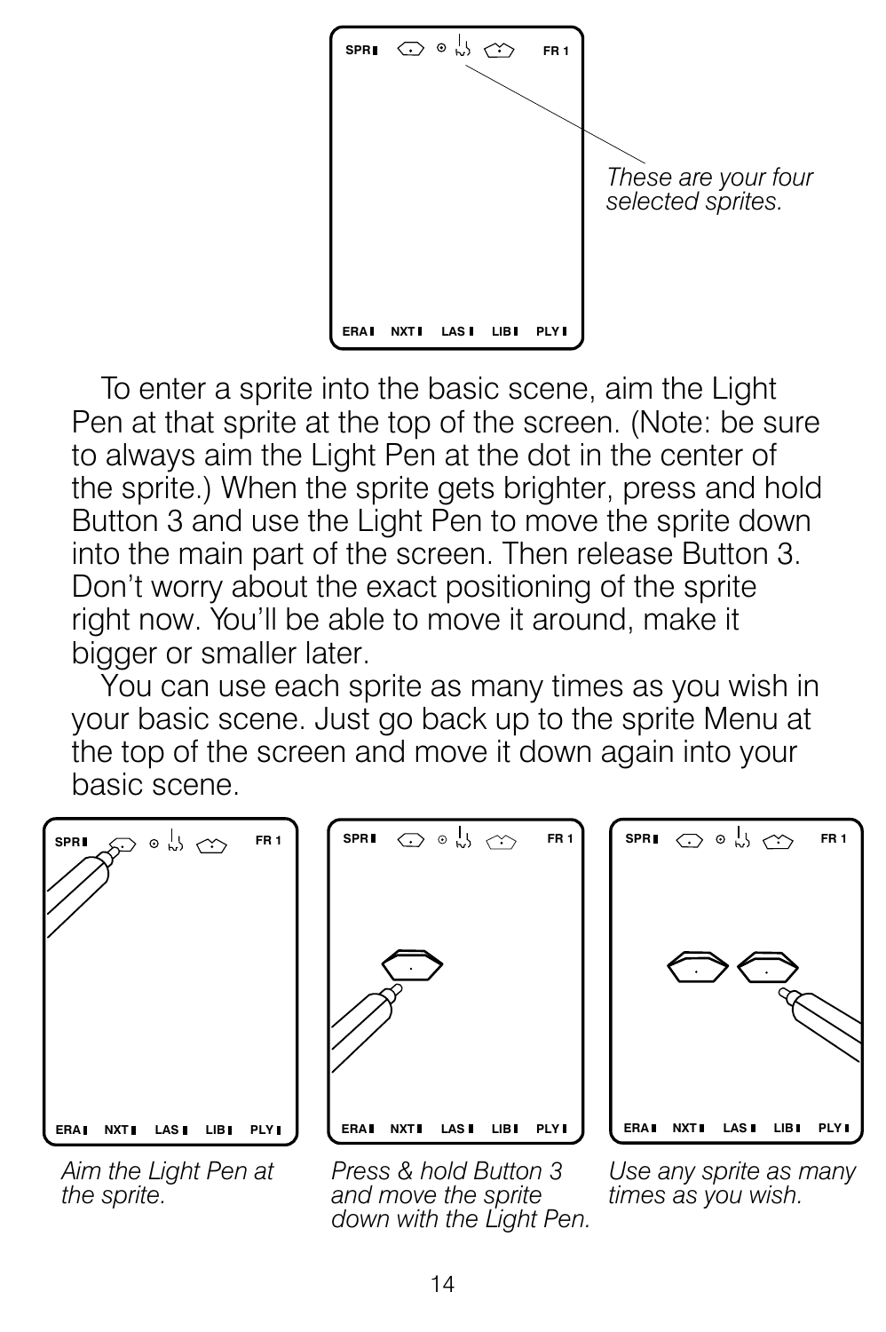*These are your four selected sprites.*

To enter a sprite into the basic scene, aim the Light Pen at that sprite at the top of the screen. (Note: be sure to always aim the Light Pen at the dot in the center of the sprite.) When the sprite gets brighter, press and hold Button 3 and use the Light Pen to move the sprite down into the main part of the screen. Then release Button 3. Don't worry about the exact positioning of the sprite right now. You'll be able to move it around, make it bigger or smaller later.

You can use each sprite as many times as you wish in your basic scene. Just go back up to the sprite Menu at the top of the screen and move it down again into your basic scene.

*Aim the Light Pen at the sprite.*

*Press & hold Button 3 and move the sprite down with the Light Pen.*

*Use any sprite as many times as you wish.*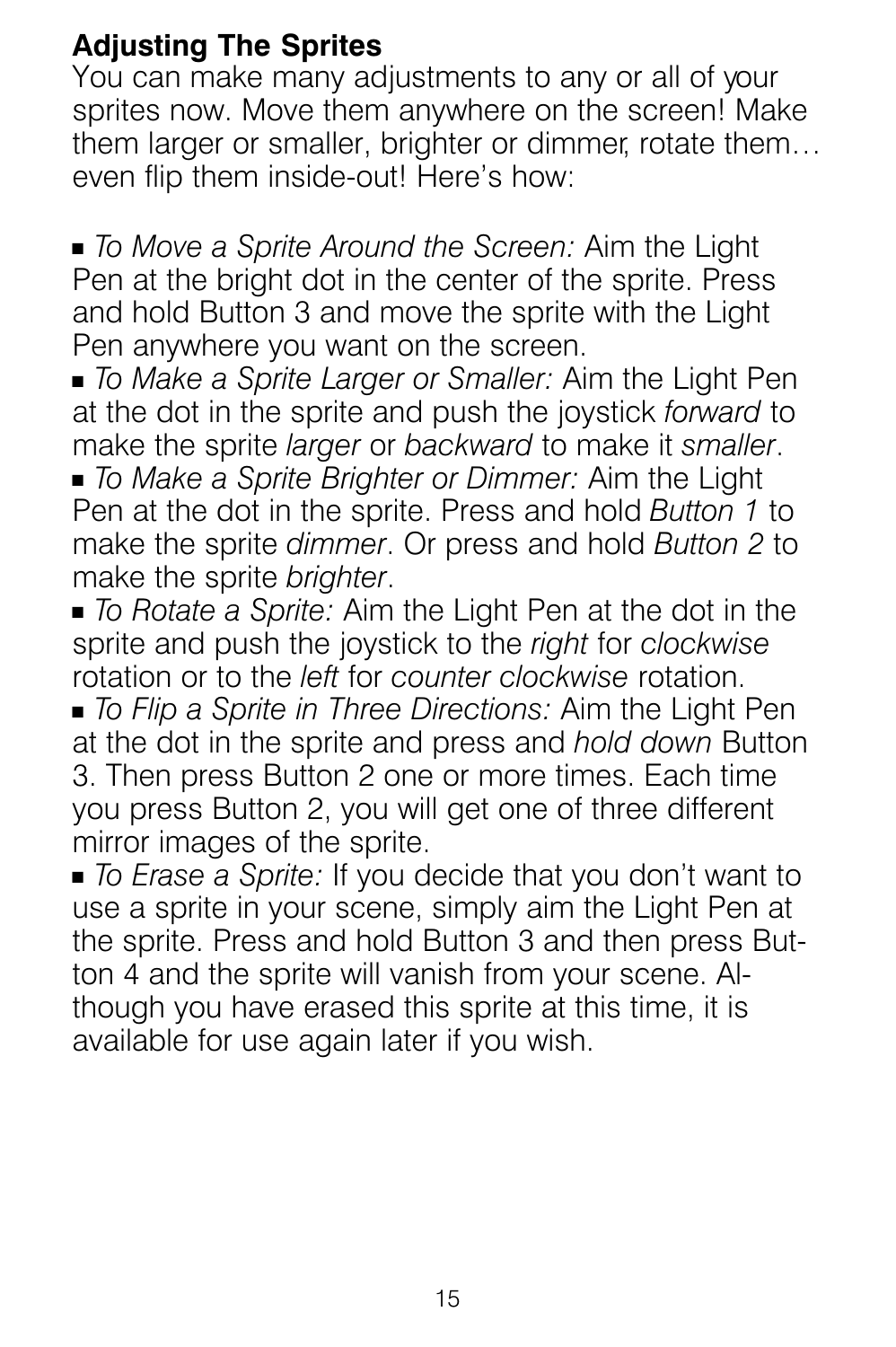**Adjusting The Sprites**

You can make many adjustments to any or all of your sprites now. Move them anywhere on the screen! Make them larger or smaller, brighter or dimmer, rotate them… even flip them inside-out! Here's how:

- *To Move a Sprite Around the Screen:* Aim the Light Pen at the bright dot in the center of the sprite. Press and hold Button 3 and move the sprite with the Light Pen anywhere you want on the screen.
- *To Make a Sprite Larger or Smaller:* Aim the Light Pen at the dot in the sprite and push the joystick *forward* to make the sprite *larger* or *backward* to make it *smaller*.
- *To Make a Sprite Brighter or Dimmer:* Aim the Light Pen at the dot in the sprite. Press and hold *Button 1* to make the sprite *dimmer*. Or press and hold *Button 2* to make the sprite *brighter*.
- *To Rotate a Sprite:* Aim the Light Pen at the dot in the sprite and push the joystick to the *right* for *clockwise* rotation or to the *left* for *counter clockwise* rotation.
- *To Flip a Sprite in Three Directions:* Aim the Light Pen at the dot in the sprite and press and *hold down* Button 3. Then press Button 2 one or more times. Each time you press Button 2, you will get one of three different mirror images of the sprite.
- *To Erase a Sprite:* If you decide that you don't want to use a sprite in your scene, simply aim the Light Pen at the sprite. Press and hold Button 3 and then press Button 4 and the sprite will vanish from your scene. Although you have erased this sprite at this time, it is available for use again later if you wish.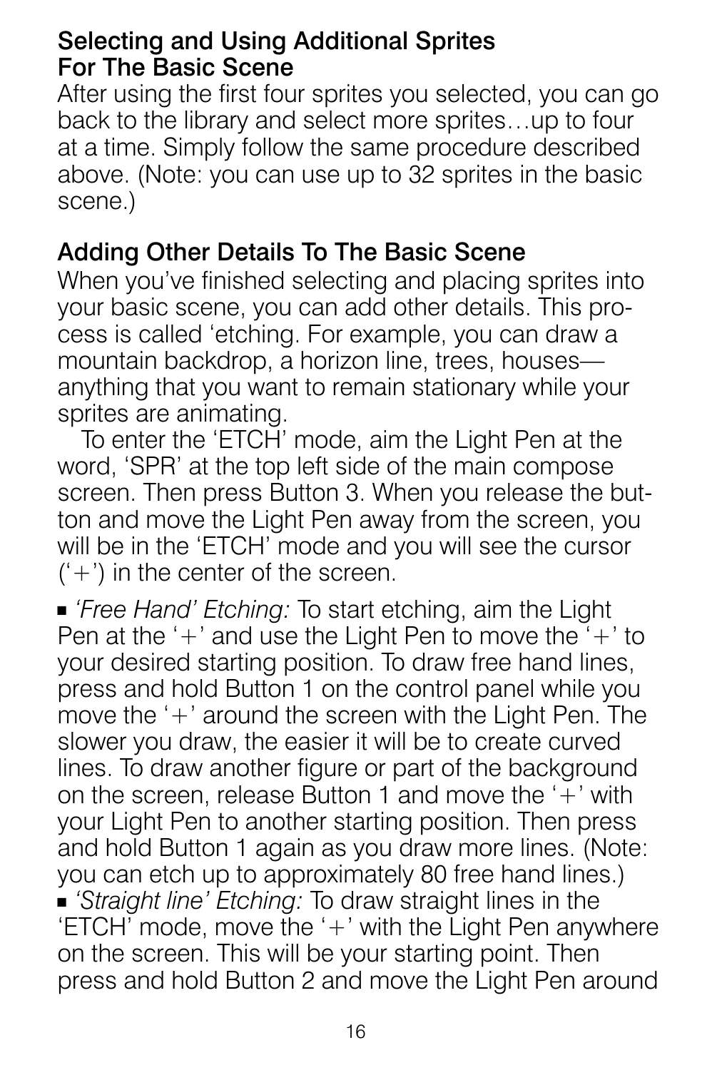## Selecting and Using Additional Sprites For The Basic Scene

After using the first four sprites you selected, you can go back to the library and select more sprites…up to four at a time. Simply follow the same procedure described above. (Note: you can use up to 32 sprites in the basic scene.)

## Adding Other Details To The Basic Scene

When you've finished selecting and placing sprites into your basic scene, you can add other details. This process is called 'etching. For example, you can draw a mountain backdrop, a horizon line, trees, houses—anything that you want to remain stationary while your sprites are animating.

To enter the 'ETCH' mode, aim the Light Pen at the word, 'SPR' at the top left side of the main compose screen. Then press Button 3. When you release the button and move the Light Pen away from the screen, you will be in the 'ETCH' mode and you will see the cursor ('+') in the center of the screen.

- *'Free Hand' Etching:* To start etching, aim the Light Pen at the '+' and use the Light Pen to move the '+' to your desired starting position. To draw free hand lines, press and hold Button 1 on the control panel while you move the '+' around the screen with the Light Pen. The slower you draw, the easier it will be to create curved lines. To draw another figure or part of the background on the screen, release Button 1 and move the '+' with your Light Pen to another starting position. Then press and hold Button 1 again as you draw more lines. (Note: you can etch up to approximately 80 free hand lines.)
- *'Straight line' Etching:* To draw straight lines in the 'ETCH' mode, move the '+' with the Light Pen anywhere on the screen. This will be your starting point. Then press and hold Button 2 and move the Light Pen around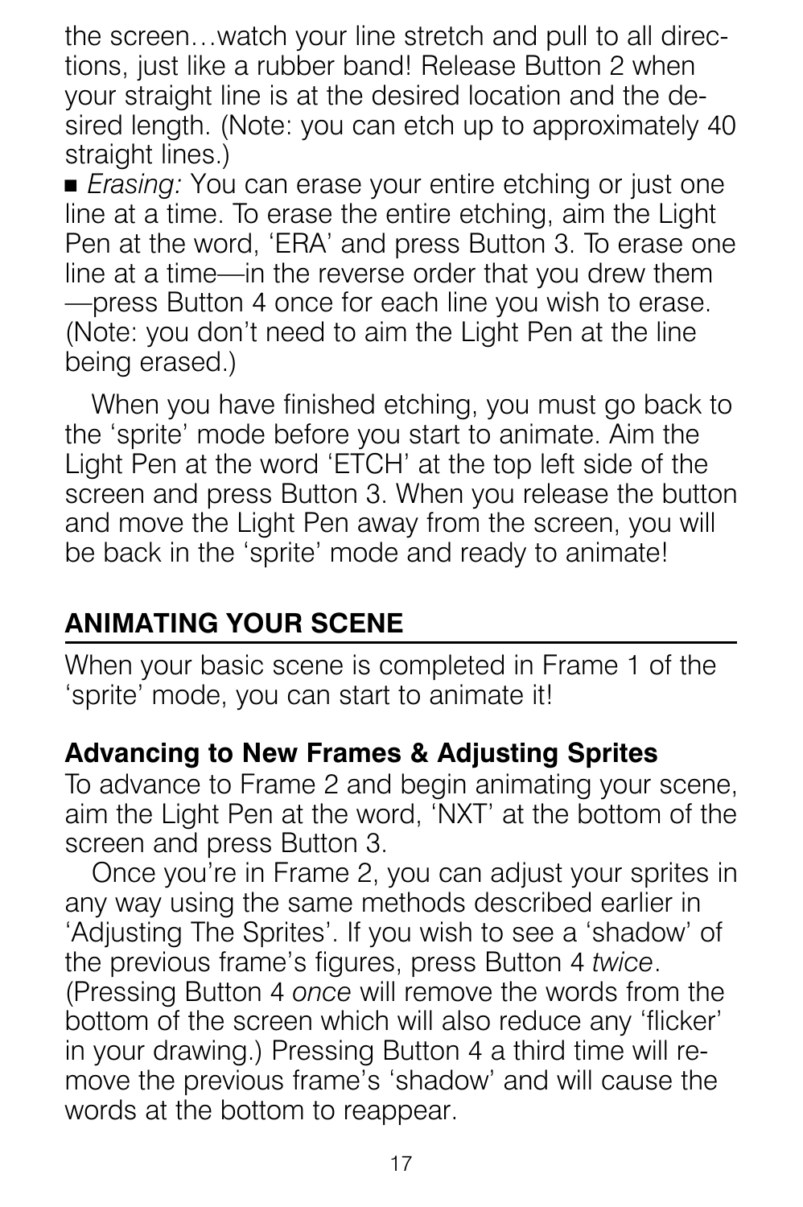the screen…watch your line stretch and pull to all directions, just like a rubber band! Release Button 2 when your straight line is at the desired location and the desired length. (Note: you can etch up to approximately 40 straight lines.)

■ *Erasing:* You can erase your entire etching or just one line at a time. To erase the entire etching, aim the Light Pen at the word, 'ERA' and press Button 3. To erase one line at a time—in the reverse order that you drew them—press Button 4 once for each line you wish to erase. (Note: you don't need to aim the Light Pen at the line being erased.)

When you have finished etching, you must go back to the 'sprite' mode before you start to animate. Aim the Light Pen at the word 'ETCH' at the top left side of the screen and press Button 3. When you release the button and move the Light Pen away from the screen, you will be back in the 'sprite' mode and ready to animate!

## ANIMATING YOUR SCENE

When your basic scene is completed in Frame 1 of the 'sprite' mode, you can start to animate it!

### Advancing to New Frames & Adjusting Sprites

To advance to Frame 2 and begin animating your scene, aim the Light Pen at the word, 'NXT' at the bottom of the screen and press Button 3.

Once you're in Frame 2, you can adjust your sprites in any way using the same methods described earlier in 'Adjusting The Sprites'. If you wish to see a 'shadow' of the previous frame's figures, press Button 4 *twice*. (Pressing Button 4 *once* will remove the words from the bottom of the screen which will also reduce any 'flicker' in your drawing.) Pressing Button 4 a third time will remove the previous frame's 'shadow' and will cause the words at the bottom to reappear.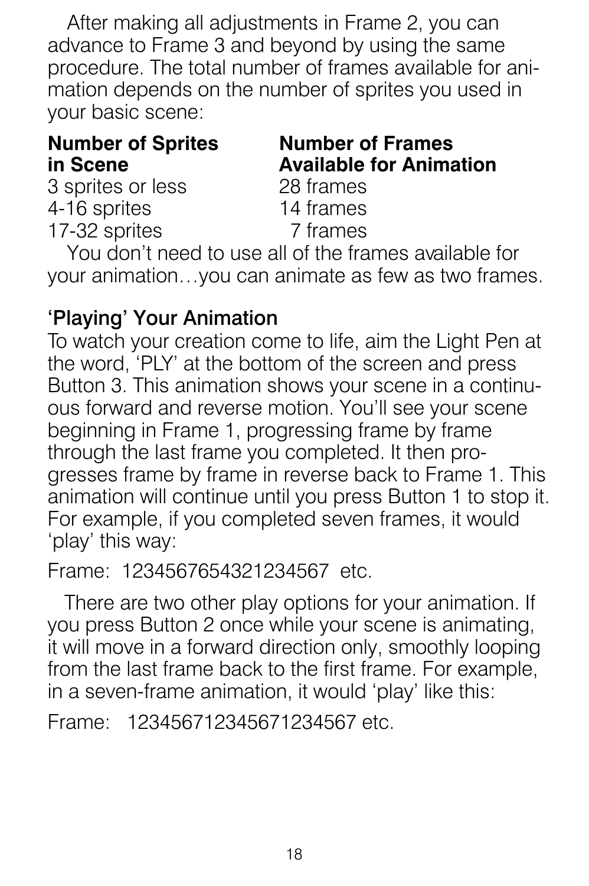After making all adjustments in Frame 2, you can advance to Frame 3 and beyond by using the same procedure. The total number of frames available for animation depends on the number of sprites you used in your basic scene:

| **Number of Sprites in Scene** | **Number of Frames Available for Animation** |
|---|---|
| 3 sprites or less | 28 frames |
| 4-16 sprites | 14 frames |
| 17-32 sprites | 7 frames |

You don't need to use all of the frames available for your animation…you can animate as few as two frames.

## 'Playing' Your Animation

To watch your creation come to life, aim the Light Pen at the word, 'PLY' at the bottom of the screen and press Button 3. This animation shows your scene in a continuous forward and reverse motion. You'll see your scene beginning in Frame 1, progressing frame by frame through the last frame you completed. It then progresses frame by frame in reverse back to Frame 1. This animation will continue until you press Button 1 to stop it. For example, if you completed seven frames, it would 'play' this way:

Frame: 1234567654321234567 etc.

There are two other play options for your animation. If you press Button 2 once while your scene is animating, it will move in a forward direction only, smoothly looping from the last frame back to the first frame. For example, in a seven-frame animation, it would 'play' like this:

Frame: 123456712345671234567 etc.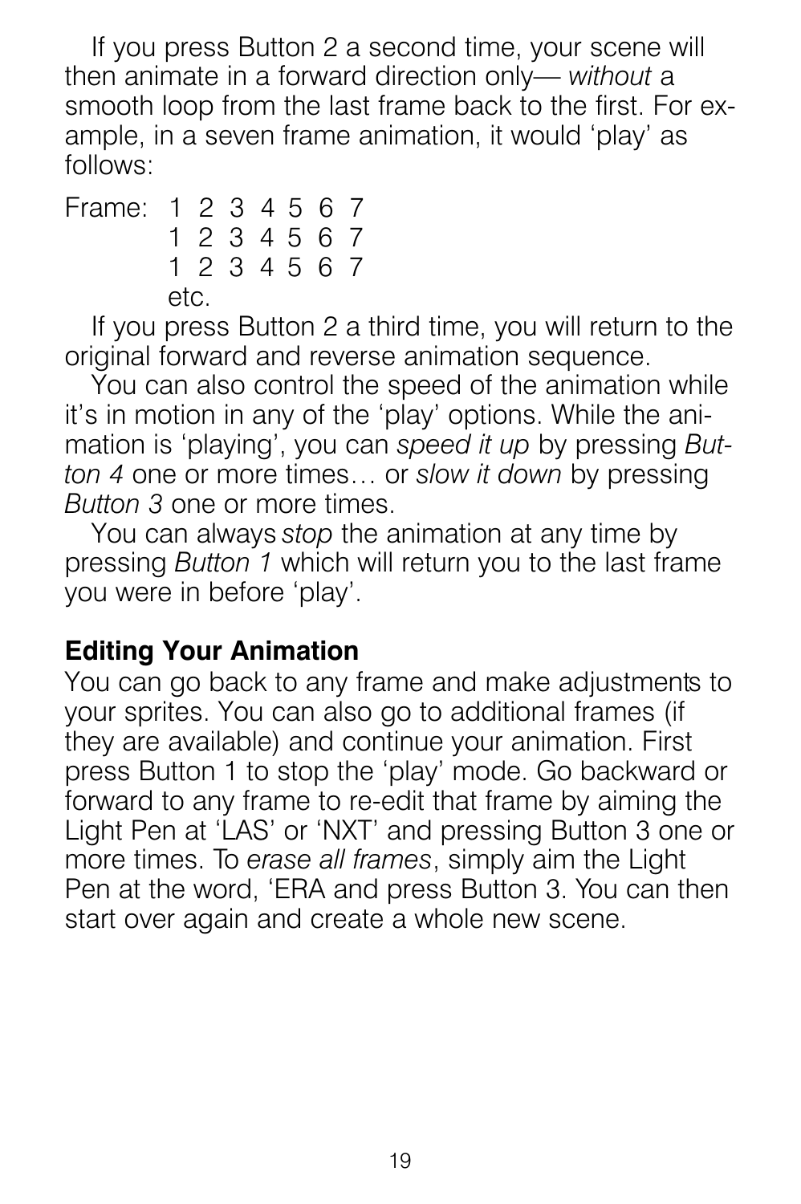If you press Button 2 a second time, your scene will then animate in a forward direction only— *without* a smooth loop from the last frame back to the first. For example, in a seven frame animation, it would 'play' as follows:

```
Frame:  1 2 3 4 5 6 7
        1 2 3 4 5 6 7
        1 2 3 4 5 6 7
        etc.
```

If you press Button 2 a third time, you will return to the original forward and reverse animation sequence.

You can also control the speed of the animation while it's in motion in any of the 'play' options. While the animation is 'playing', you can *speed it up* by pressing *Button 4* one or more times… or *slow it down* by pressing *Button 3* one or more times.

You can always *stop* the animation at any time by pressing *Button 1* which will return you to the last frame you were in before 'play'.

**Editing Your Animation**

You can go back to any frame and make adjustments to your sprites. You can also go to additional frames (if they are available) and continue your animation. First press Button 1 to stop the 'play' mode. Go backward or forward to any frame to re-edit that frame by aiming the Light Pen at 'LAS' or 'NXT' and pressing Button 3 one or more times. To *erase all frames*, simply aim the Light Pen at the word, 'ERA and press Button 3. You can then start over again and create a whole new scene.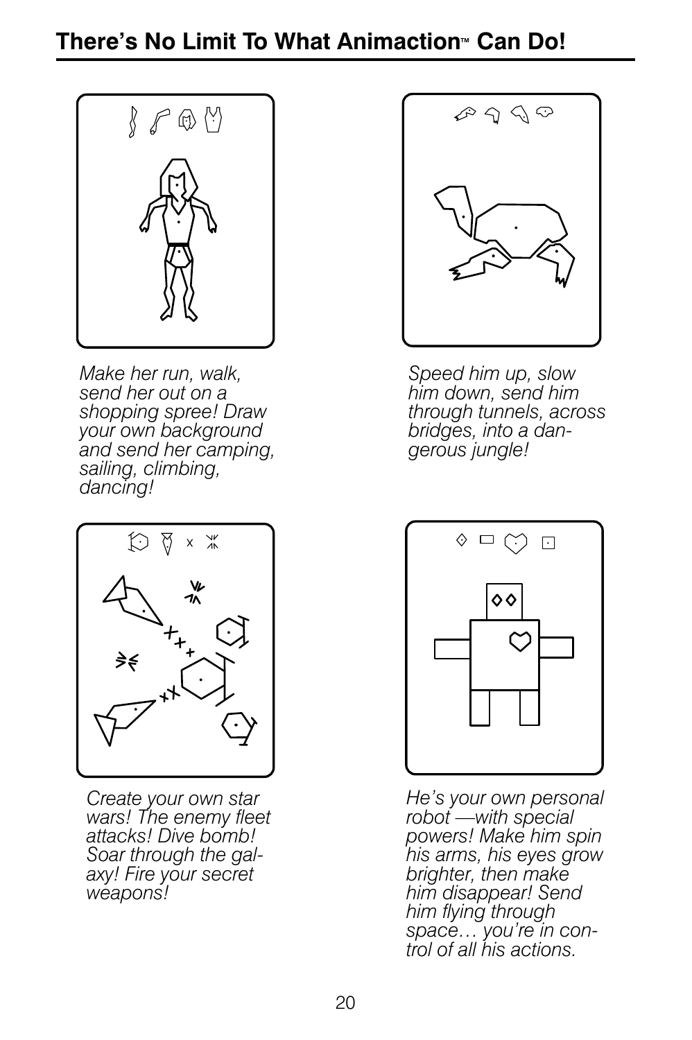# There's No Limit To What Animaction™ Can Do!

*Make her run, walk, send her out on a shopping spree! Draw your own background and send her camping, sailing, climbing, dancing!*

*Speed him up, slow him down, send him through tunnels, across bridges, into a dangerous jungle!*

*Create your own star wars! The enemy fleet attacks! Dive bomb! Soar through the galaxy! Fire your secret weapons!*

*He's your own personal robot —with special powers! Make him spin his arms, his eyes grow brighter, then make him disappear! Send him flying through space… you're in control of all his actions.*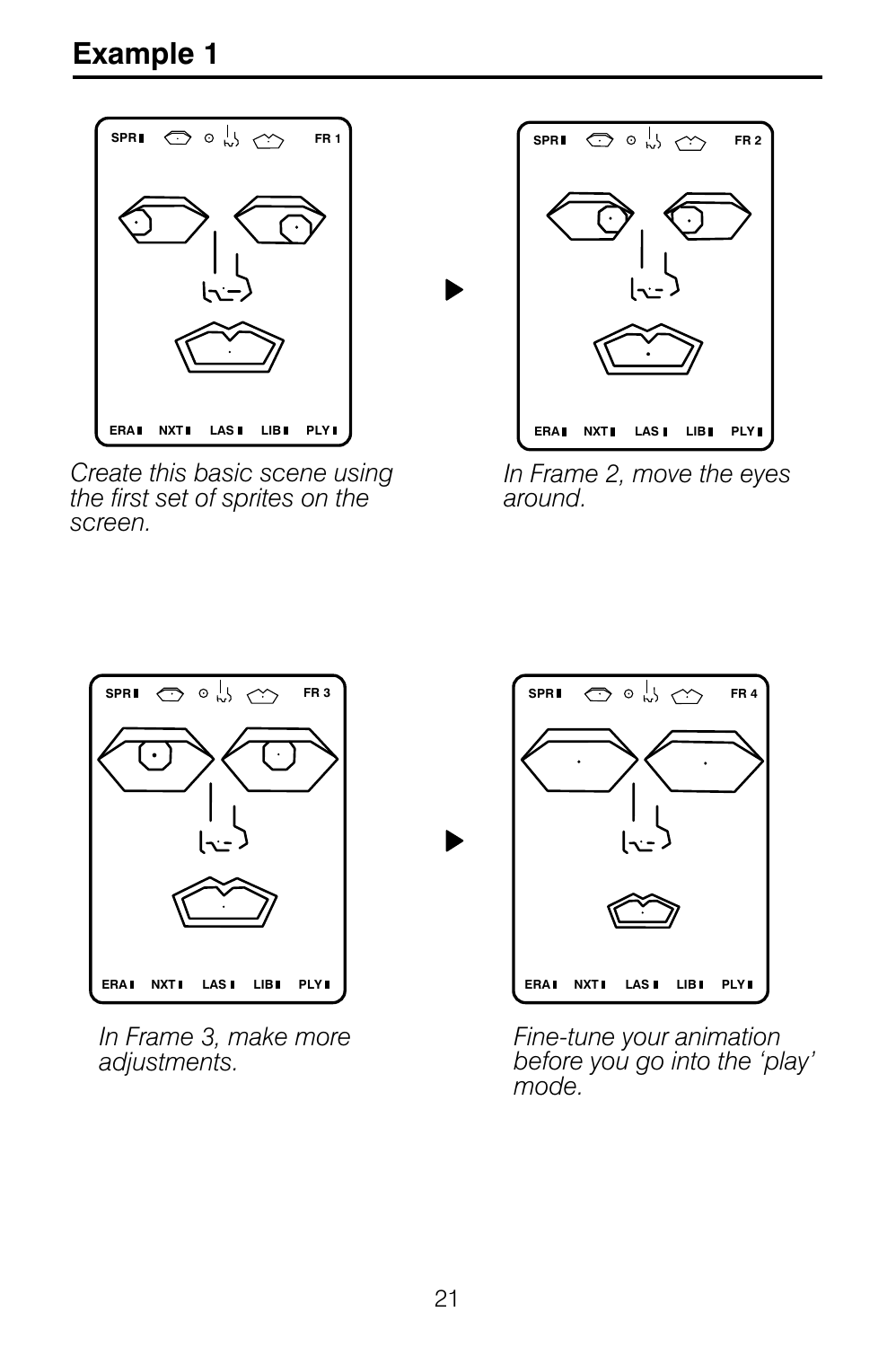# Example 1

*Create this basic scene using the first set of sprites on the screen.*

*In Frame 2, move the eyes around.*

*In Frame 3, make more adjustments.*

*Fine-tune your animation before you go into the 'play' mode.*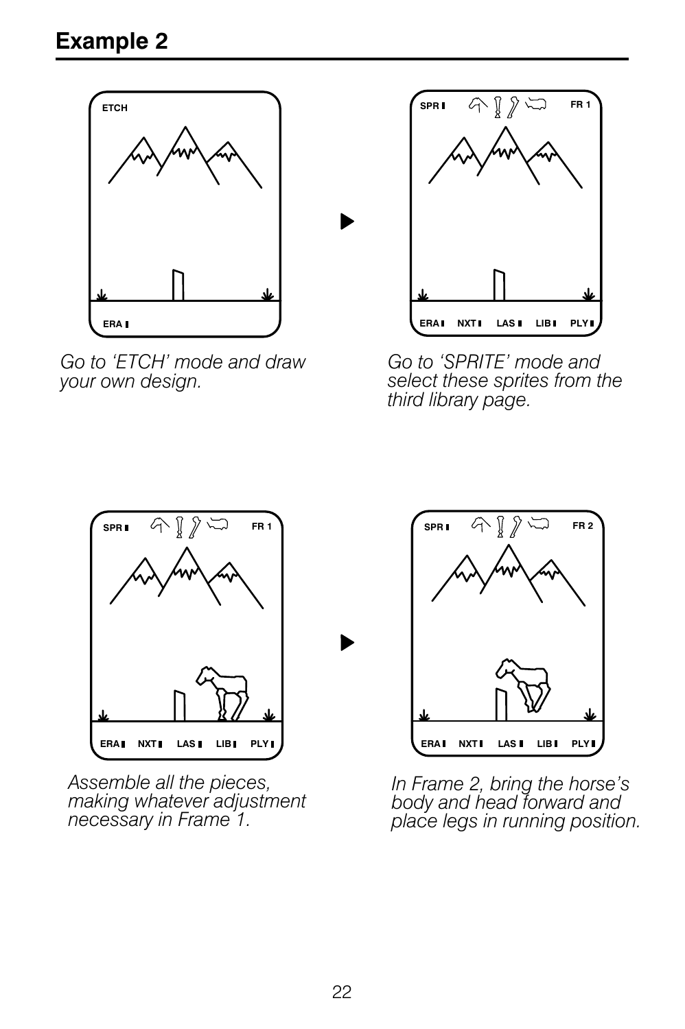## Example 2

*Go to 'ETCH' mode and draw your own design.*

*Go to 'SPRITE' mode and select these sprites from the third library page.*

*Assemble all the pieces, making whatever adjustment necessary in Frame 1.*

*In Frame 2, bring the horse's body and head forward and place legs in running position.*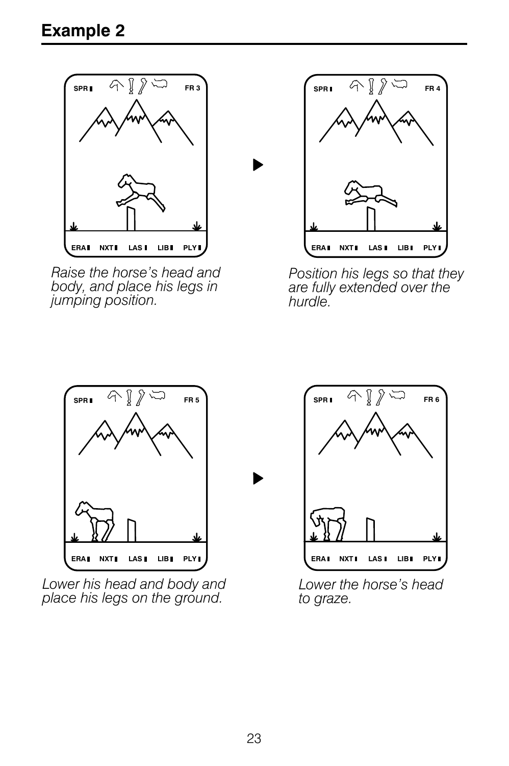## Example 2

*Raise the horse's head and body, and place his legs in jumping position.*

*Position his legs so that they are fully extended over the hurdle.*

*Lower his head and body and place his legs on the ground.*

*Lower the horse's head to graze.*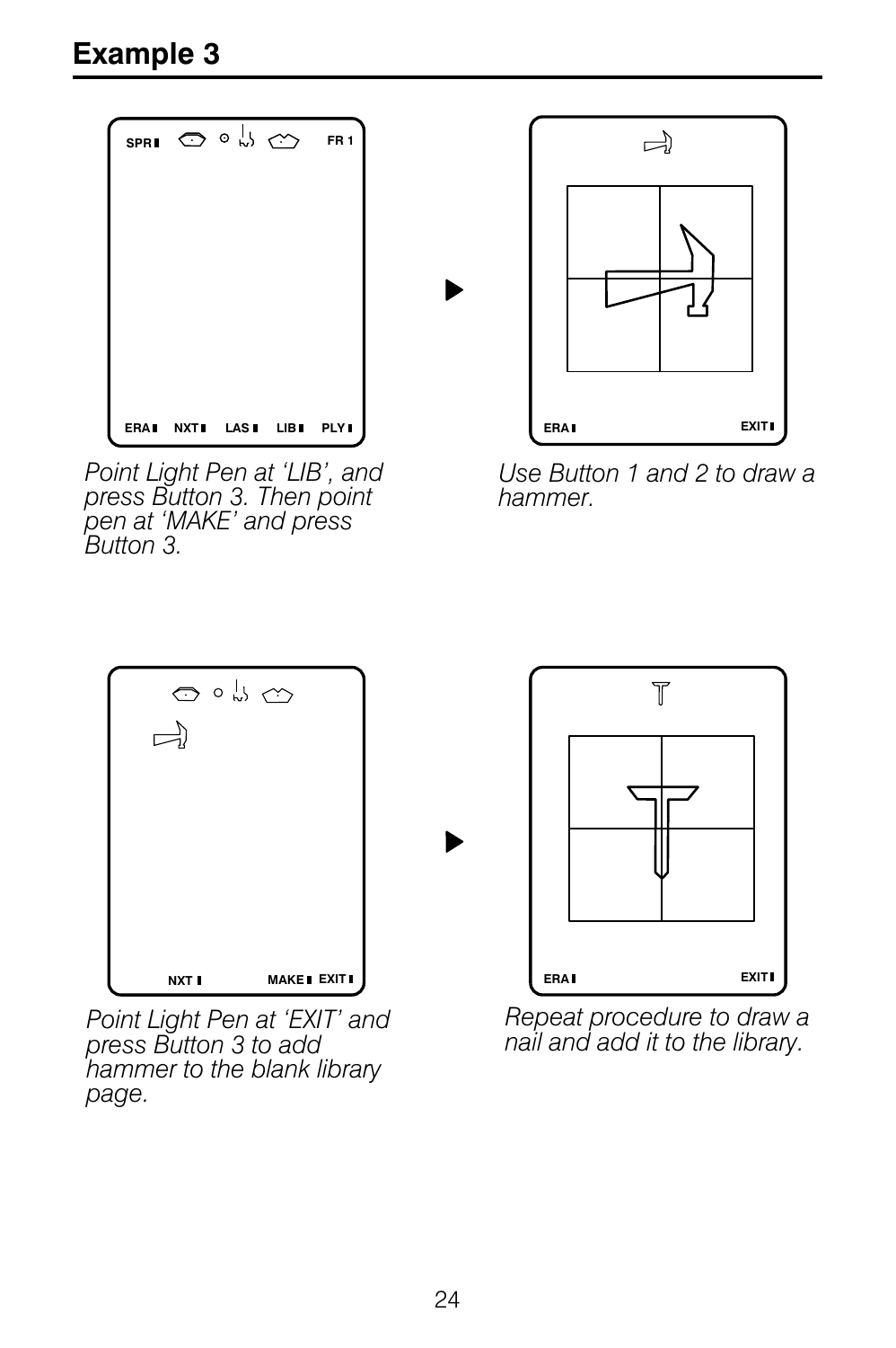# Example 3

SPR FR 1

ERA NXT LAS LIB PLY

*Point Light Pen at 'LIB', and press Button 3. Then point pen at 'MAKE' and press Button 3.*

ERA EXIT

*Use Button 1 and 2 to draw a hammer.*

NXT MAKE EXIT

*Point Light Pen at 'EXIT' and press Button 3 to add hammer to the blank library page.*

ERA EXIT

*Repeat procedure to draw a nail and add it to the library.*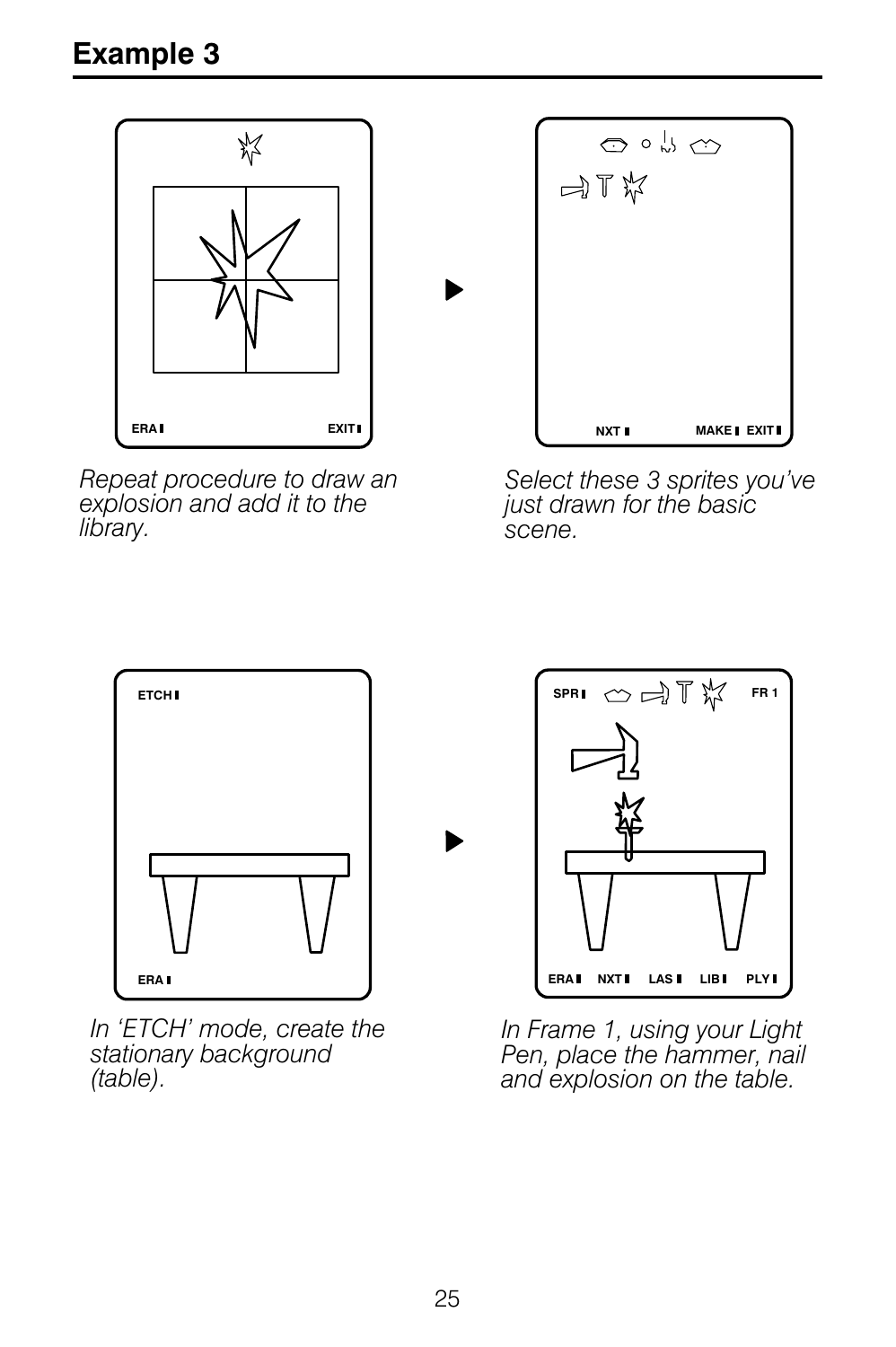# Example 3

*Repeat procedure to draw an explosion and add it to the library.*

*Select these 3 sprites you've just drawn for the basic scene.*

*In 'ETCH' mode, create the stationary background (table).*

*In Frame 1, using your Light Pen, place the hammer, nail and explosion on the table.*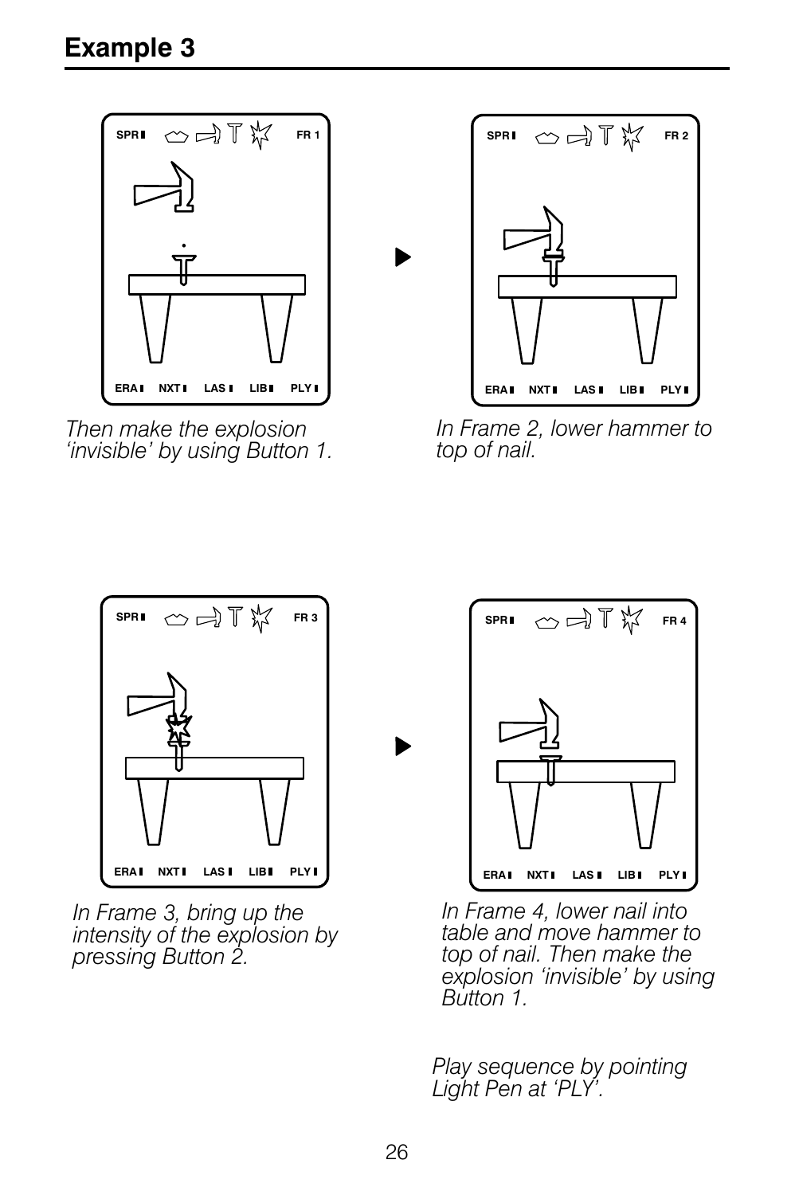# Example 3

Then make the explosion 'invisible' by using Button 1.

In Frame 2, lower hammer to top of nail.

In Frame 3, bring up the intensity of the explosion by pressing Button 2.

In Frame 4, lower nail into table and move hammer to top of nail. Then make the explosion 'invisible' by using Button 1.

Play sequence by pointing Light Pen at 'PLY'.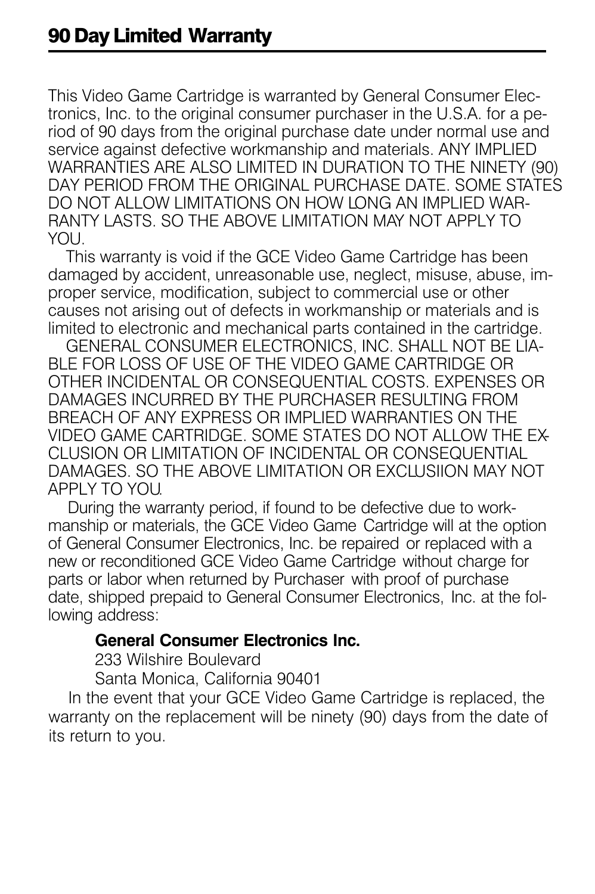## 90 Day Limited Warranty

This Video Game Cartridge is warranted by General Consumer Electronics, Inc. to the original consumer purchaser in the U.S.A. for a period of 90 days from the original purchase date under normal use and service against defective workmanship and materials. ANY IMPLIED WARRANTIES ARE ALSO LIMITED IN DURATION TO THE NINETY (90) DAY PERIOD FROM THE ORIGINAL PURCHASE DATE. SOME STATES DO NOT ALLOW LIMITATIONS ON HOW LONG AN IMPLIED WARRANTY LASTS. SO THE ABOVE LIMITATION MAY NOT APPLY TO YOU.

This warranty is void if the GCE Video Game Cartridge has been damaged by accident, unreasonable use, neglect, misuse, abuse, improper service, modification, subject to commercial use or other causes not arising out of defects in workmanship or materials and is limited to electronic and mechanical parts contained in the cartridge.

GENERAL CONSUMER ELECTRONICS, INC. SHALL NOT BE LIABLE FOR LOSS OF USE OF THE VIDEO GAME CARTRIDGE OR OTHER INCIDENTAL OR CONSEQUENTIAL COSTS. EXPENSES OR DAMAGES INCURRED BY THE PURCHASER RESULTING FROM BREACH OF ANY EXPRESS OR IMPLIED WARRANTIES ON THE VIDEO GAME CARTRIDGE. SOME STATES DO NOT ALLOW THE EXCLUSION OR LIMITATION OF INCIDENTAL OR CONSEQUENTIAL DAMAGES. SO THE ABOVE LIMITATION OR EXCLUSIION MAY NOT APPLY TO YOU.

During the warranty period, if found to be defective due to workmanship or materials, the GCE Video Game Cartridge will at the option of General Consumer Electronics, Inc. be repaired or replaced with a new or reconditioned GCE Video Game Cartridge without charge for parts or labor when returned by Purchaser with proof of purchase date, shipped prepaid to General Consumer Electronics, Inc. at the following address:

**General Consumer Electronics Inc.**
233 Wilshire Boulevard
Santa Monica, California 90401

In the event that your GCE Video Game Cartridge is replaced, the warranty on the replacement will be ninety (90) days from the date of its return to you.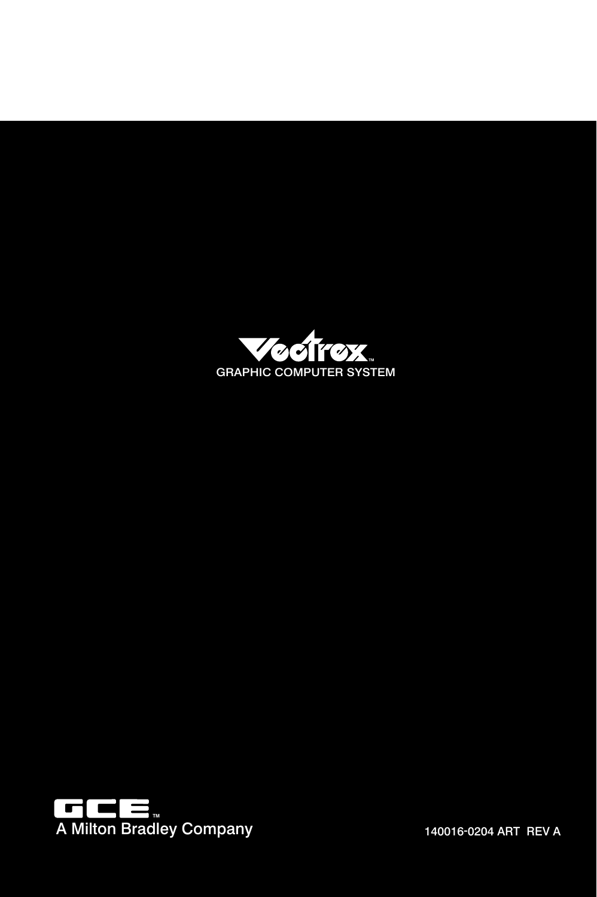Vectrex™

GRAPHIC COMPUTER SYSTEM

GCE™

A Milton Bradley Company

140016-0204 ART REV A